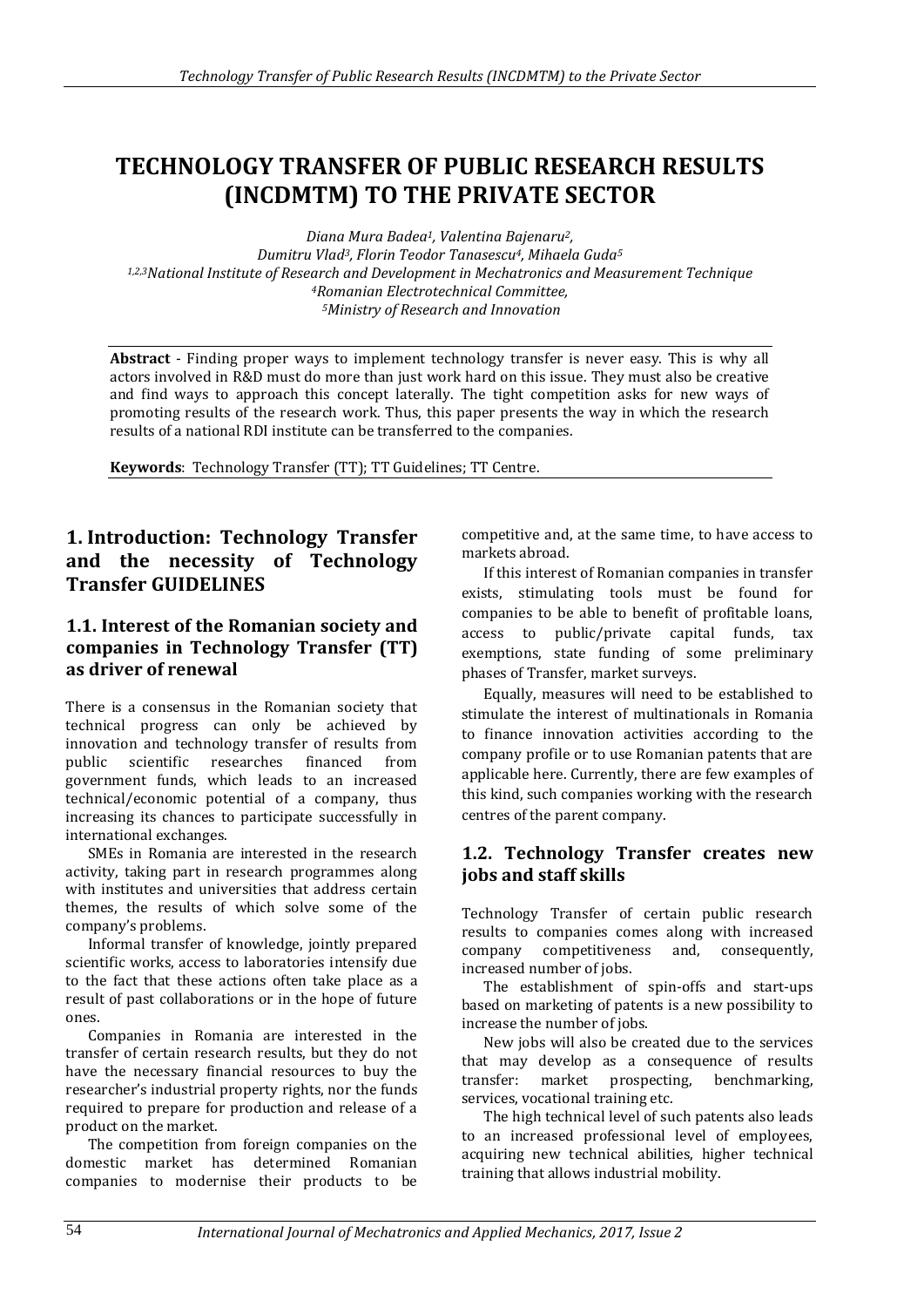# TECHNOLOGY TRANSFER OF PUBLIC RESEARCH RESULTS (INCDMTM) TO THE PRIVATE SECTOR

*Diana Mura Badea[1], Valentina Bajenaru[2], Dumitru Vlad[3], Florin Teodor Tanasescu[4], Mihaela Guda[5]*

*[1,2,3]National Institute of Research and Development in Mechatronics and Measurement Technique*
*[4]Romanian Electrotechnical Committee,*
*[5]Ministry of Research and Innovation*

**Abstract** - Finding proper ways to implement technology transfer is never easy. This is why all actors involved in R&D must do more than just work hard on this issue. They must also be creative and find ways to approach this concept laterally. The tight competition asks for new ways of promoting results of the research work. Thus, this paper presents the way in which the research results of a national RDI institute can be transferred to the companies.

**Keywords**: Technology Transfer (TT); TT Guidelines; TT Centre.

## 1. Introduction: Technology Transfer and the necessity of Technology Transfer GUIDELINES

### 1.1. Interest of the Romanian society and companies in Technology Transfer (TT) as driver of renewal

There is a consensus in the Romanian society that technical progress can only be achieved by innovation and technology transfer of results from public scientific researches financed from government funds, which leads to an increased technical/economic potential of a company, thus increasing its chances to participate successfully in international exchanges.

SMEs in Romania are interested in the research activity, taking part in research programmes along with institutes and universities that address certain themes, the results of which solve some of the company's problems.

Informal transfer of knowledge, jointly prepared scientific works, access to laboratories intensify due to the fact that these actions often take place as a result of past collaborations or in the hope of future ones.

Companies in Romania are interested in the transfer of certain research results, but they do not have the necessary financial resources to buy the researcher's industrial property rights, nor the funds required to prepare for production and release of a product on the market.

The competition from foreign companies on the domestic market has determined Romanian companies to modernise their products to be competitive and, at the same time, to have access to markets abroad.

If this interest of Romanian companies in transfer exists, stimulating tools must be found for companies to be able to benefit of profitable loans, access to public/private capital funds, tax exemptions, state funding of some preliminary phases of Transfer, market surveys.

Equally, measures will need to be established to stimulate the interest of multinationals in Romania to finance innovation activities according to the company profile or to use Romanian patents that are applicable here. Currently, there are few examples of this kind, such companies working with the research centres of the parent company.

### 1.2. Technology Transfer creates new jobs and staff skills

Technology Transfer of certain public research results to companies comes along with increased company competitiveness and, consequently, increased number of jobs.

The establishment of spin-offs and start-ups based on marketing of patents is a new possibility to increase the number of jobs.

New jobs will also be created due to the services that may develop as a consequence of results transfer: market prospecting, benchmarking, services, vocational training etc.

The high technical level of such patents also leads to an increased professional level of employees, acquiring new technical abilities, higher technical training that allows industrial mobility.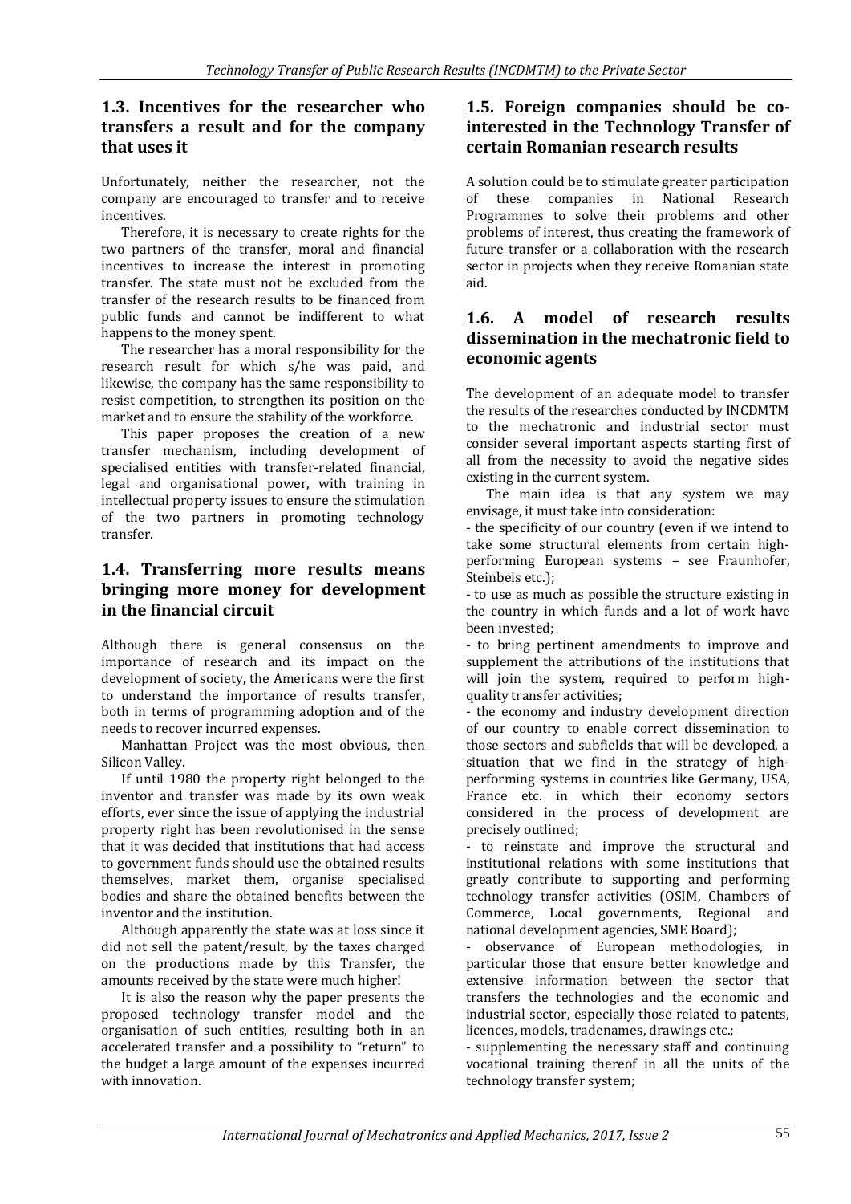### 1.3. Incentives for the researcher who transfers a result and for the company that uses it

Unfortunately, neither the researcher, not the company are encouraged to transfer and to receive incentives.

Therefore, it is necessary to create rights for the two partners of the transfer, moral and financial incentives to increase the interest in promoting transfer. The state must not be excluded from the transfer of the research results to be financed from public funds and cannot be indifferent to what happens to the money spent.

The researcher has a moral responsibility for the research result for which s/he was paid, and likewise, the company has the same responsibility to resist competition, to strengthen its position on the market and to ensure the stability of the workforce.

This paper proposes the creation of a new transfer mechanism, including development of specialised entities with transfer-related financial, legal and organisational power, with training in intellectual property issues to ensure the stimulation of the two partners in promoting technology transfer.

### 1.4. Transferring more results means bringing more money for development in the financial circuit

Although there is general consensus on the importance of research and its impact on the development of society, the Americans were the first to understand the importance of results transfer, both in terms of programming adoption and of the needs to recover incurred expenses.

Manhattan Project was the most obvious, then Silicon Valley.

If until 1980 the property right belonged to the inventor and transfer was made by its own weak efforts, ever since the issue of applying the industrial property right has been revolutionised in the sense that it was decided that institutions that had access to government funds should use the obtained results themselves, market them, organise specialised bodies and share the obtained benefits between the inventor and the institution.

Although apparently the state was at loss since it did not sell the patent/result, by the taxes charged on the productions made by this Transfer, the amounts received by the state were much higher!

It is also the reason why the paper presents the proposed technology transfer model and the organisation of such entities, resulting both in an accelerated transfer and a possibility to "return" to the budget a large amount of the expenses incurred with innovation.

### 1.5. Foreign companies should be co-interested in the Technology Transfer of certain Romanian research results

A solution could be to stimulate greater participation of these companies in National Research Programmes to solve their problems and other problems of interest, thus creating the framework of future transfer or a collaboration with the research sector in projects when they receive Romanian state aid.

### 1.6. A model of research results dissemination in the mechatronic field to economic agents

The development of an adequate model to transfer the results of the researches conducted by INCDMTM to the mechatronic and industrial sector must consider several important aspects starting first of all from the necessity to avoid the negative sides existing in the current system.

The main idea is that any system we may envisage, it must take into consideration:

- the specificity of our country (even if we intend to take some structural elements from certain high-performing European systems – see Fraunhofer, Steinbeis etc.);
- to use as much as possible the structure existing in the country in which funds and a lot of work have been invested;
- to bring pertinent amendments to improve and supplement the attributions of the institutions that will join the system, required to perform high-quality transfer activities;
- the economy and industry development direction of our country to enable correct dissemination to those sectors and subfields that will be developed, a situation that we find in the strategy of high-performing systems in countries like Germany, USA, France etc. in which their economy sectors considered in the process of development are precisely outlined;
- to reinstate and improve the structural and institutional relations with some institutions that greatly contribute to supporting and performing technology transfer activities (OSIM, Chambers of Commerce, Local governments, Regional and national development agencies, SME Board);
- observance of European methodologies, in particular those that ensure better knowledge and extensive information between the sector that transfers the technologies and the economic and industrial sector, especially those related to patents, licences, models, tradenames, drawings etc.;
- supplementing the necessary staff and continuing vocational training thereof in all the units of the technology transfer system;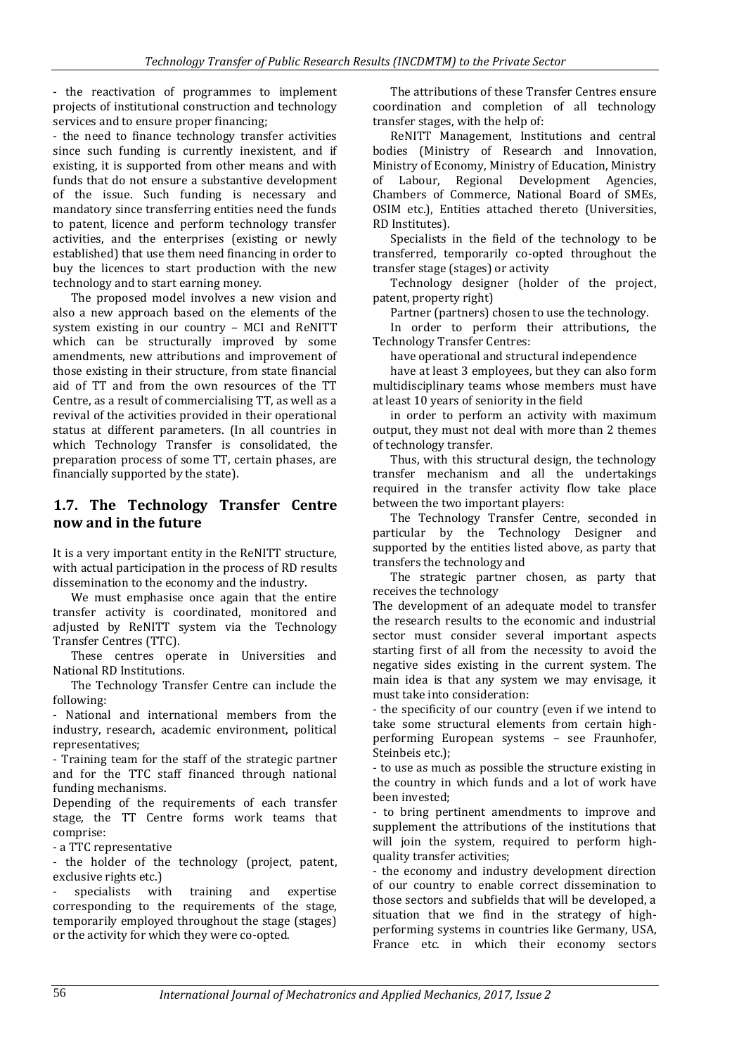- the reactivation of programmes to implement projects of institutional construction and technology services and to ensure proper financing;
- the need to finance technology transfer activities since such funding is currently inexistent, and if existing, it is supported from other means and with funds that do not ensure a substantive development of the issue. Such funding is necessary and mandatory since transferring entities need the funds to patent, licence and perform technology transfer activities, and the enterprises (existing or newly established) that use them need financing in order to buy the licences to start production with the new technology and to start earning money.

The proposed model involves a new vision and also a new approach based on the elements of the system existing in our country – MCI and ReNITT which can be structurally improved by some amendments, new attributions and improvement of those existing in their structure, from state financial aid of TT and from the own resources of the TT Centre, as a result of commercialising TT, as well as a revival of the activities provided in their operational status at different parameters. (In all countries in which Technology Transfer is consolidated, the preparation process of some TT, certain phases, are financially supported by the state).

## 1.7. The Technology Transfer Centre now and in the future

It is a very important entity in the ReNITT structure, with actual participation in the process of RD results dissemination to the economy and the industry.

We must emphasise once again that the entire transfer activity is coordinated, monitored and adjusted by ReNITT system via the Technology Transfer Centres (TTC).

These centres operate in Universities and National RD Institutions.

The Technology Transfer Centre can include the following:

- National and international members from the industry, research, academic environment, political representatives;
- Training team for the staff of the strategic partner and for the TTC staff financed through national funding mechanisms.

Depending of the requirements of each transfer stage, the TT Centre forms work teams that comprise:

- a TTC representative
- the holder of the technology (project, patent, exclusive rights etc.)
- specialists with training and expertise corresponding to the requirements of the stage, temporarily employed throughout the stage (stages) or the activity for which they were co-opted.

The attributions of these Transfer Centres ensure coordination and completion of all technology transfer stages, with the help of:

ReNITT Management, Institutions and central bodies (Ministry of Research and Innovation, Ministry of Economy, Ministry of Education, Ministry of Labour, Regional Development Agencies, Chambers of Commerce, National Board of SMEs, OSIM etc.), Entities attached thereto (Universities, RD Institutes).

Specialists in the field of the technology to be transferred, temporarily co-opted throughout the transfer stage (stages) or activity

Technology designer (holder of the project, patent, property right)

Partner (partners) chosen to use the technology.

In order to perform their attributions, the Technology Transfer Centres:

have operational and structural independence

have at least 3 employees, but they can also form multidisciplinary teams whose members must have at least 10 years of seniority in the field

in order to perform an activity with maximum output, they must not deal with more than 2 themes of technology transfer.

Thus, with this structural design, the technology transfer mechanism and all the undertakings required in the transfer activity flow take place between the two important players:

The Technology Transfer Centre, seconded in particular by the Technology Designer and supported by the entities listed above, as party that transfers the technology and

The strategic partner chosen, as party that receives the technology

The development of an adequate model to transfer the research results to the economic and industrial sector must consider several important aspects starting first of all from the necessity to avoid the negative sides existing in the current system. The main idea is that any system we may envisage, it must take into consideration:

- the specificity of our country (even if we intend to take some structural elements from certain high-performing European systems – see Fraunhofer, Steinbeis etc.);
- to use as much as possible the structure existing in the country in which funds and a lot of work have been invested;
- to bring pertinent amendments to improve and supplement the attributions of the institutions that will join the system, required to perform high-quality transfer activities;
- the economy and industry development direction of our country to enable correct dissemination to those sectors and subfields that will be developed, a situation that we find in the strategy of high-performing systems in countries like Germany, USA, France etc. in which their economy sectors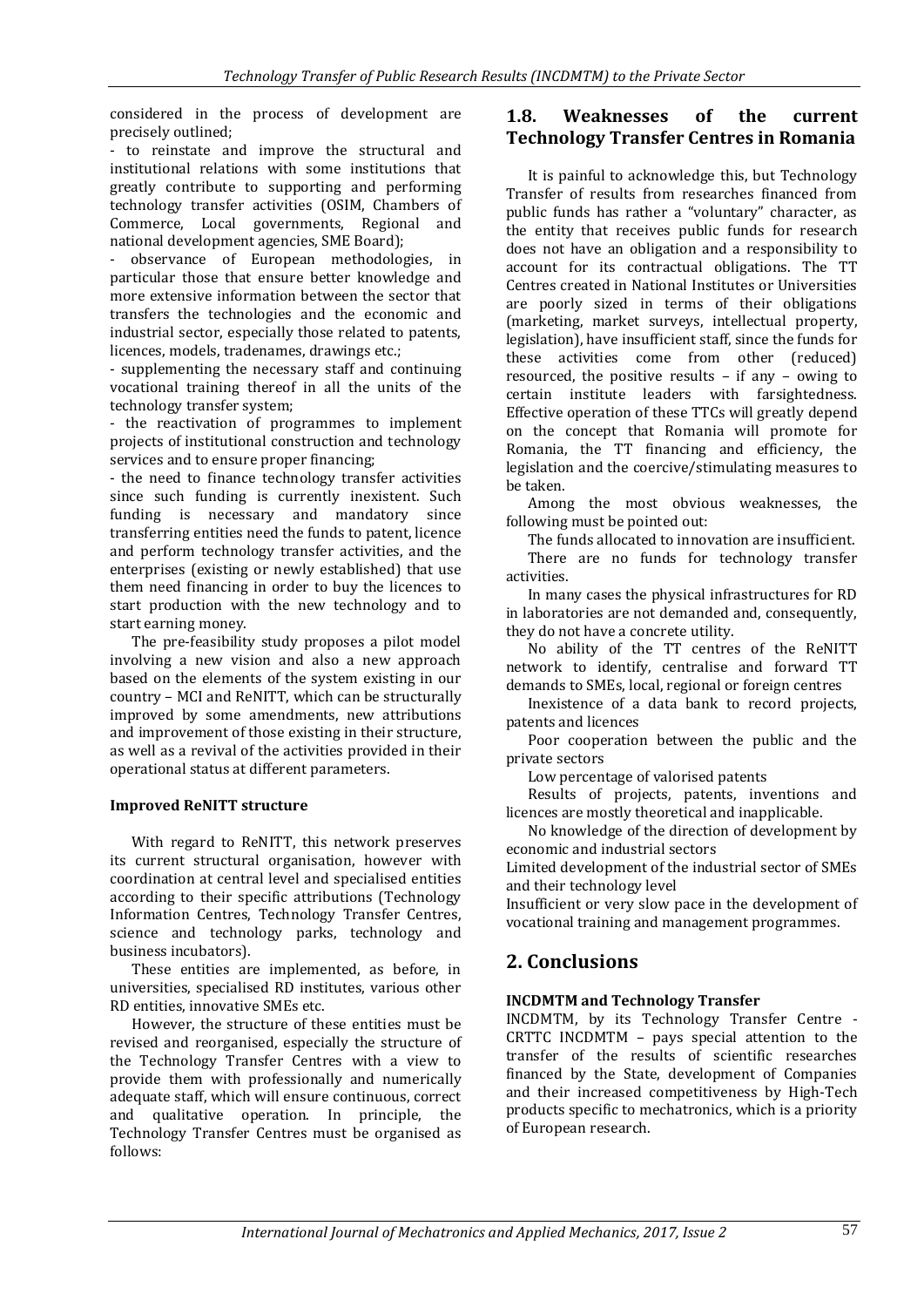considered in the process of development are precisely outlined;

- to reinstate and improve the structural and institutional relations with some institutions that greatly contribute to supporting and performing technology transfer activities (OSIM, Chambers of Commerce, Local governments, Regional and national development agencies, SME Board);
- observance of European methodologies, in particular those that ensure better knowledge and more extensive information between the sector that transfers the technologies and the economic and industrial sector, especially those related to patents, licences, models, tradenames, drawings etc.;
- supplementing the necessary staff and continuing vocational training thereof in all the units of the technology transfer system;
- the reactivation of programmes to implement projects of institutional construction and technology services and to ensure proper financing;
- the need to finance technology transfer activities since such funding is currently inexistent. Such funding is necessary and mandatory since transferring entities need the funds to patent, licence and perform technology transfer activities, and the enterprises (existing or newly established) that use them need financing in order to buy the licences to start production with the new technology and to start earning money.

The pre-feasibility study proposes a pilot model involving a new vision and also a new approach based on the elements of the system existing in our country – MCI and ReNITT, which can be structurally improved by some amendments, new attributions and improvement of those existing in their structure, as well as a revival of the activities provided in their operational status at different parameters.

**Improved ReNITT structure**

With regard to ReNITT, this network preserves its current structural organisation, however with coordination at central level and specialised entities according to their specific attributions (Technology Information Centres, Technology Transfer Centres, science and technology parks, technology and business incubators).

These entities are implemented, as before, in universities, specialised RD institutes, various other RD entities, innovative SMEs etc.

However, the structure of these entities must be revised and reorganised, especially the structure of the Technology Transfer Centres with a view to provide them with professionally and numerically adequate staff, which will ensure continuous, correct and qualitative operation. In principle, the Technology Transfer Centres must be organised as follows:

## 1.8. Weaknesses of the current Technology Transfer Centres in Romania

It is painful to acknowledge this, but Technology Transfer of results from researches financed from public funds has rather a "voluntary" character, as the entity that receives public funds for research does not have an obligation and a responsibility to account for its contractual obligations. The TT Centres created in National Institutes or Universities are poorly sized in terms of their obligations (marketing, market surveys, intellectual property, legislation), have insufficient staff, since the funds for these activities come from other (reduced) resourced, the positive results – if any – owing to certain institute leaders with farsightedness. Effective operation of these TTCs will greatly depend on the concept that Romania will promote for Romania, the TT financing and efficiency, the legislation and the coercive/stimulating measures to be taken.

Among the most obvious weaknesses, the following must be pointed out:

The funds allocated to innovation are insufficient.

There are no funds for technology transfer activities.

In many cases the physical infrastructures for RD in laboratories are not demanded and, consequently, they do not have a concrete utility.

No ability of the TT centres of the ReNITT network to identify, centralise and forward TT demands to SMEs, local, regional or foreign centres

Inexistence of a data bank to record projects, patents and licences

Poor cooperation between the public and the private sectors

Low percentage of valorised patents

Results of projects, patents, inventions and licences are mostly theoretical and inapplicable.

No knowledge of the direction of development by economic and industrial sectors

Limited development of the industrial sector of SMEs and their technology level

Insufficient or very slow pace in the development of vocational training and management programmes.

# 2. Conclusions

**INCDMTM and Technology Transfer**

INCDMTM, by its Technology Transfer Centre - CRTTC INCDMTM – pays special attention to the transfer of the results of scientific researches financed by the State, development of Companies and their increased competitiveness by High-Tech products specific to mechatronics, which is a priority of European research.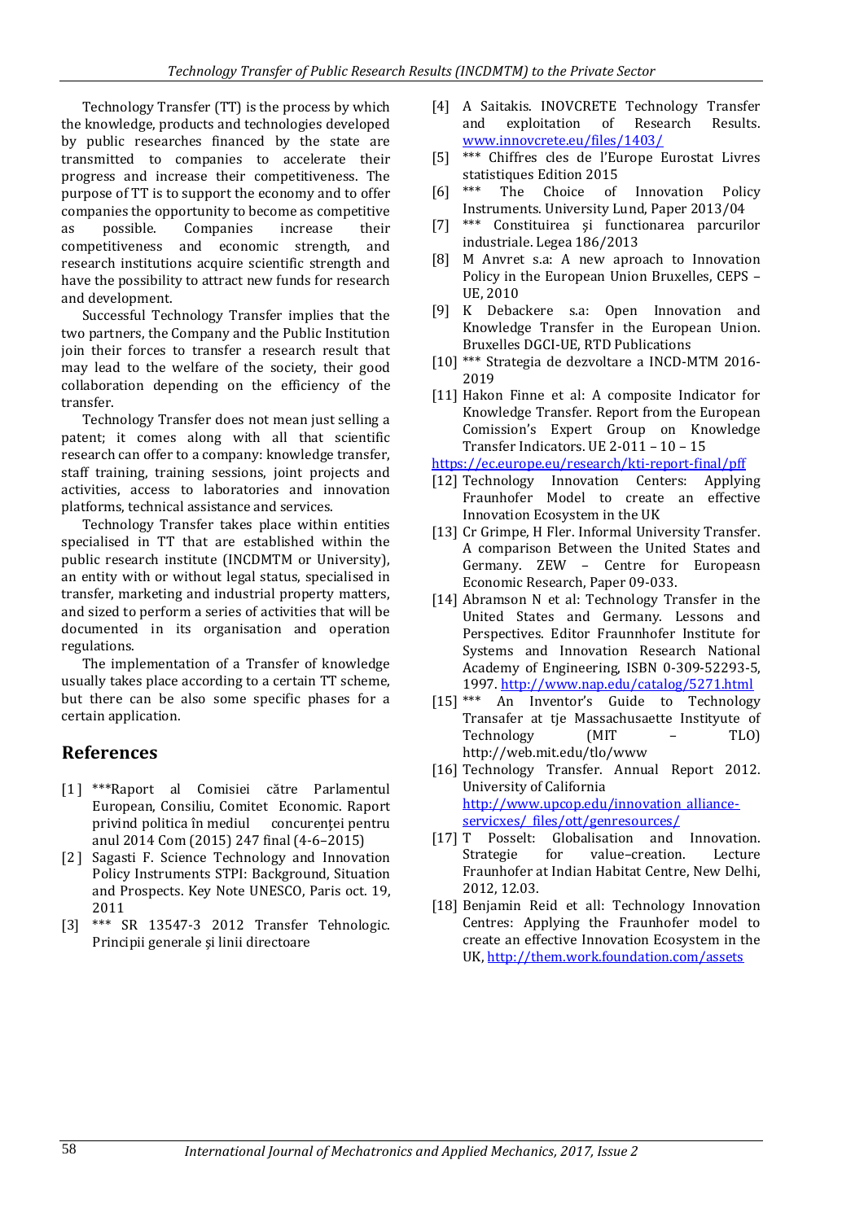Technology Transfer (TT) is the process by which the knowledge, products and technologies developed by public researches financed by the state are transmitted to companies to accelerate their progress and increase their competitiveness. The purpose of TT is to support the economy and to offer companies the opportunity to become as competitive as possible. Companies increase their competitiveness and economic strength, and research institutions acquire scientific strength and have the possibility to attract new funds for research and development.

Successful Technology Transfer implies that the two partners, the Company and the Public Institution join their forces to transfer a research result that may lead to the welfare of the society, their good collaboration depending on the efficiency of the transfer.

Technology Transfer does not mean just selling a patent; it comes along with all that scientific research can offer to a company: knowledge transfer, staff training, training sessions, joint projects and activities, access to laboratories and innovation platforms, technical assistance and services.

Technology Transfer takes place within entities specialised in TT that are established within the public research institute (INCDMTM or University), an entity with or without legal status, specialised in transfer, marketing and industrial property matters, and sized to perform a series of activities that will be documented in its organisation and operation regulations.

The implementation of a Transfer of knowledge usually takes place according to a certain TT scheme, but there can be also some specific phases for a certain application.

## References

[1] ***Raport al Comisiei către Parlamentul European, Consiliu, Comitet Economic. Raport privind politica în mediul concurenţei pentru anul 2014 Com (2015) 247 final (4-6–2015)

[2] Sagasti F. Science Technology and Innovation Policy Instruments STPI: Background, Situation and Prospects. Key Note UNESCO, Paris oct. 19, 2011

[3] *** SR 13547-3 2012 Transfer Tehnologic. Principii generale şi linii directoare

[4] A Saitakis. INOVCRETE Technology Transfer and exploitation of Research Results. www.innovcrete.eu/files/1403/

[5] *** Chiffres cles de l'Europe Eurostat Livres statistiques Edition 2015

[6] *** The Choice of Innovation Policy Instruments. University Lund, Paper 2013/04

[7] *** Constituirea şi functionarea parcurilor industriale. Legea 186/2013

[8] M Anvret s.a: A new aproach to Innovation Policy in the European Union Bruxelles, CEPS – UE, 2010

[9] K Debackere s.a: Open Innovation and Knowledge Transfer in the European Union. Bruxelles DGCI-UE, RTD Publications

[10] *** Strategia de dezvoltare a INCD-MTM 2016-2019

[11] Hakon Finne et al: A composite Indicator for Knowledge Transfer. Report from the European Comission's Expert Group on Knowledge Transfer Indicators. UE 2-011 – 10 – 15 https://ec.europe.eu/research/kti-report-final/pff

[12] Technology Innovation Centers: Applying Fraunhofer Model to create an effective Innovation Ecosystem in the UK

[13] Cr Grimpe, H Fler. Informal University Transfer. A comparison Between the United States and Germany. ZEW – Centre for Europeasn Economic Research, Paper 09-033.

[14] Abramson N et al: Technology Transfer in the United States and Germany. Lessons and Perspectives. Editor Fraunnhofer Institute for Systems and Innovation Research National Academy of Engineering, ISBN 0-309-52293-5, 1997. http://www.nap.edu/catalog/5271.html

[15] *** An Inventor's Guide to Technology Transafer at tje Massachusaette Instityute of Technology (MIT – TLO) http://web.mit.edu/tlo/www

[16] Technology Transfer. Annual Report 2012. University of California http://www.upcop.edu/innovation alliance-servicxes/ files/ott/genresources/

[17] T Posselt: Globalisation and Innovation. Strategie for value–creation. Lecture Fraunhofer at Indian Habitat Centre, New Delhi, 2012, 12.03.

[18] Benjamin Reid et all: Technology Innovation Centres: Applying the Fraunhofer model to create an effective Innovation Ecosystem in the UK, http://them.work.foundation.com/assets